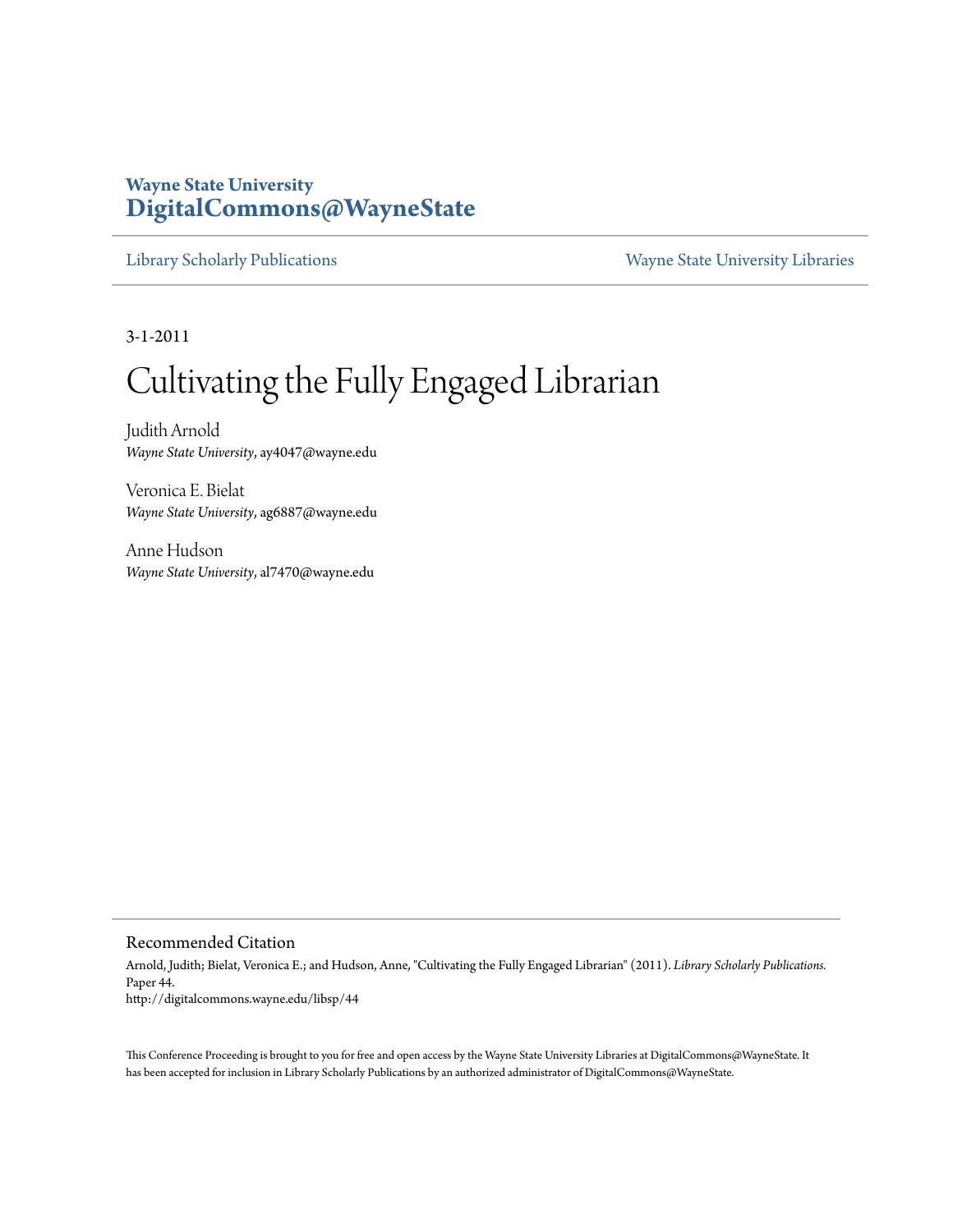**Wayne State University**
**DigitalCommons@WayneState**

Library Scholarly Publications | Wayne State University Libraries

3-1-2011

# Cultivating the Fully Engaged Librarian

Judith Arnold
*Wayne State University*, ay4047@wayne.edu

Veronica E. Bielat
*Wayne State University*, ag6887@wayne.edu

Anne Hudson
*Wayne State University*, al7470@wayne.edu

## Recommended Citation

Arnold, Judith; Bielat, Veronica E.; and Hudson, Anne, "Cultivating the Fully Engaged Librarian" (2011). *Library Scholarly Publications.* Paper 44.
http://digitalcommons.wayne.edu/libsp/44

This Conference Proceeding is brought to you for free and open access by the Wayne State University Libraries at DigitalCommons@WayneState. It has been accepted for inclusion in Library Scholarly Publications by an authorized administrator of DigitalCommons@WayneState.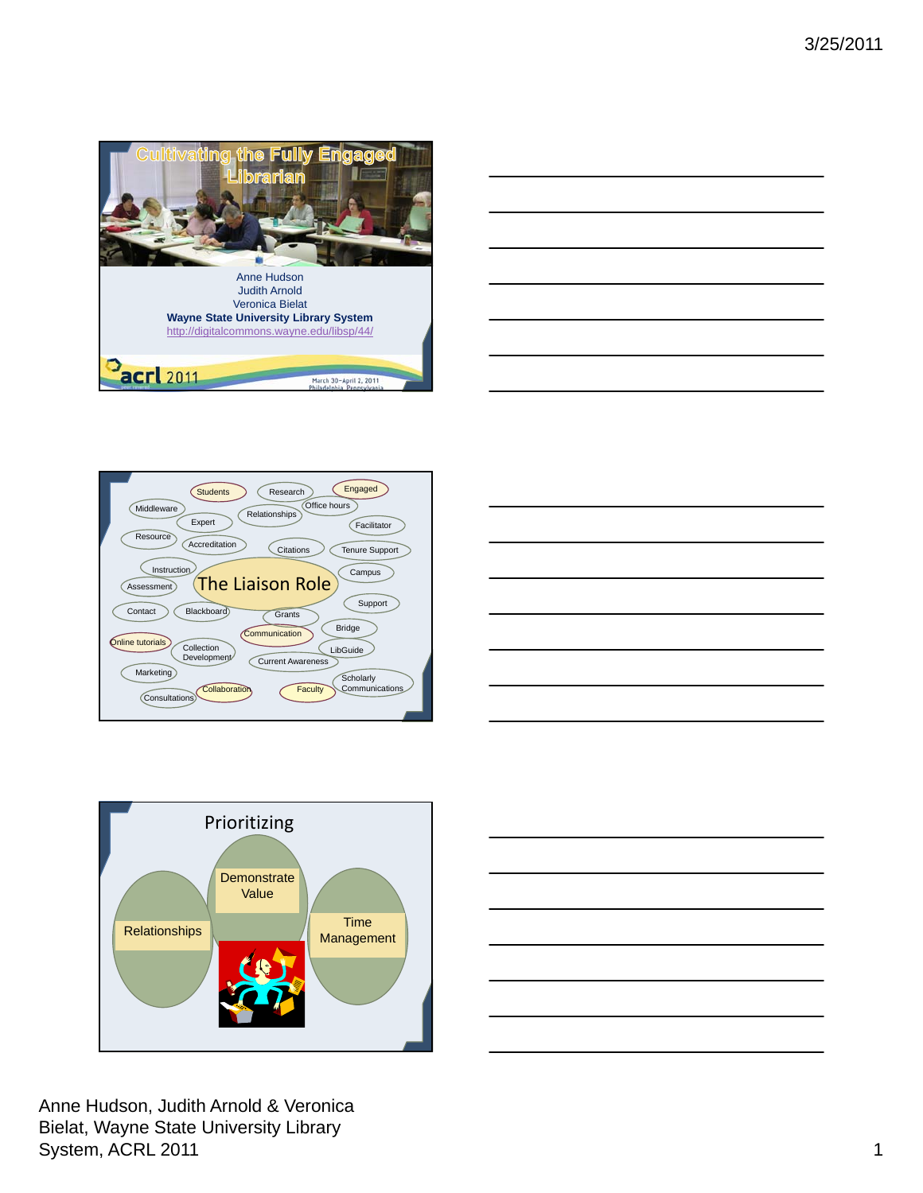## Cultivating the Fully Engaged Librarian

Anne Hudson
Judith Arnold
Veronica Bielat
**Wayne State University Library System**
http://digitalcommons.wayne.edu/libsp/44/

acrl 2011

March 30–April 2, 2011
Philadelphia, Pennsylvania

---

## The Liaison Role

Students, Research, Engaged, Middleware, Office hours, Relationships, Expert, Facilitator, Resource, Accreditation, Citations, Tenure Support, Instruction, Campus, Assessment, Support, Contact, Blackboard, Grants, Communication, Bridge, Online tutorials, Collection Development, LibGuide, Current Awareness, Marketing, Scholarly Communications, Collaboration, Faculty, Consultations

---

## Prioritizing

- Relationships
- Demonstrate Value
- Time Management

---

Anne Hudson, Judith Arnold & Veronica Bielat, Wayne State University Library System, ACRL 2011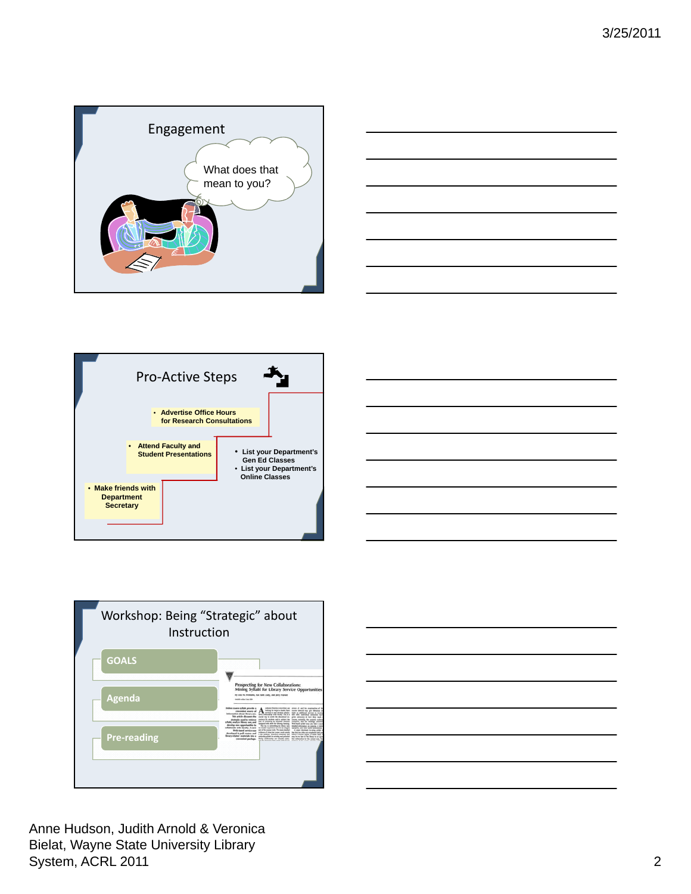## Engagement

What does that mean to you?

## Pro-Active Steps

- Advertise Office Hours for Research Consultations
- Attend Faculty and Student Presentations
- Make friends with Department Secretary

- List your Department's Gen Ed Classes
- List your Department's Online Classes

## Workshop: Being "Strategic" about Instruction

- GOALS
- Agenda
- Pre-reading

Prospecting for New Collaborations: Mining Syllabi for Library Service Opportunities

Anne Hudson, Judith Arnold & Veronica Bielat, Wayne State University Library System, ACRL 2011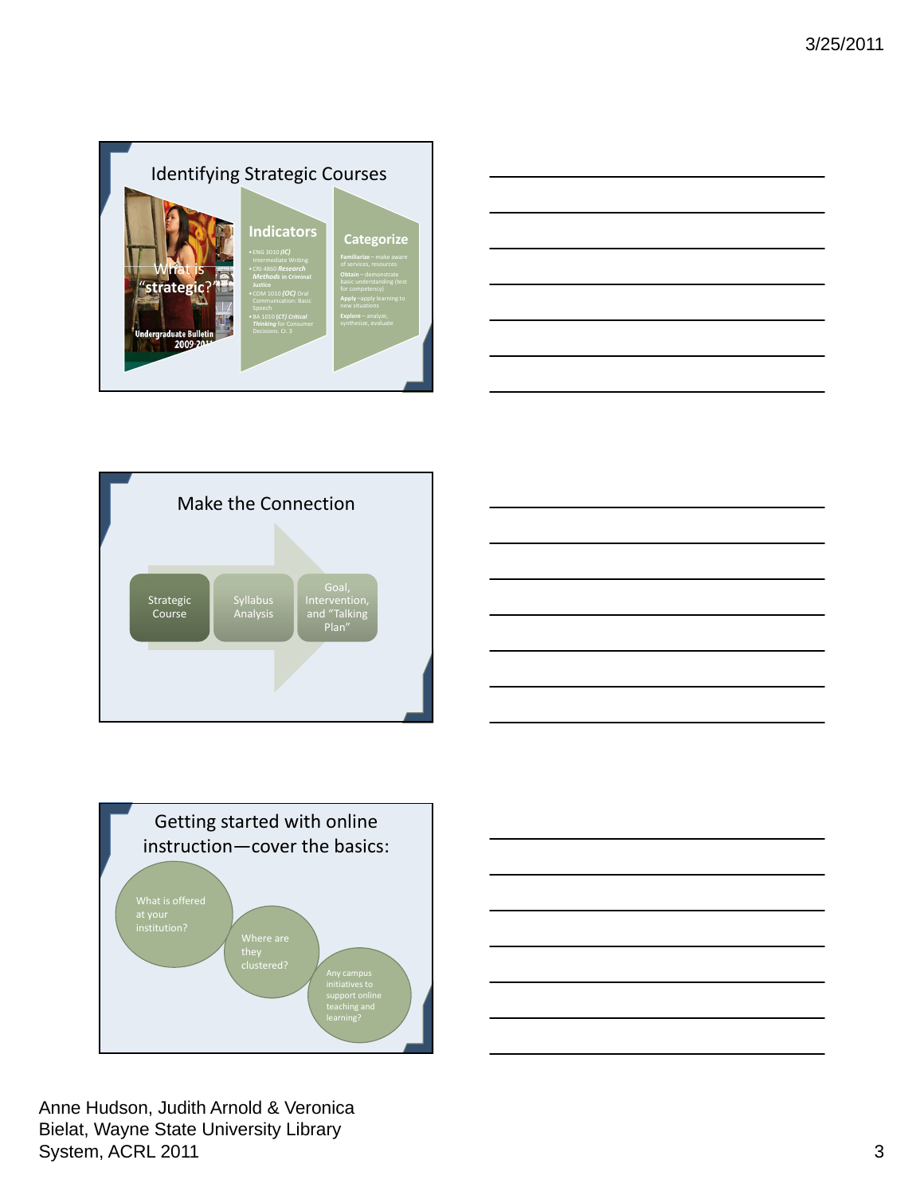## Identifying Strategic Courses

What is "strategic?"

Undergraduate Bulletin 2009-2011

**Indicators**

- ENG 3010 *(IC)* Intermediate Writing
- CRJ 4860 ***Research Methods*** in Criminal Justice
- COM 1010 ***(OC)*** Oral Communication: Basic Speech
- BA 1010 ***(CT) Critical Thinking*** for Consumer Decisions. Cr. 3

**Categorize**

- **Familiarize** – make aware of services, resources
- **Obtain** – demonstrate basic understanding (test for competency)
- **Apply** –apply learning to new situations
- **Explore** – analyze, synthesize, evaluate

## Make the Connection

Strategic Course → Syllabus Analysis → Goal, Intervention, and "Talking Plan"

## Getting started with online instruction—cover the basics:

- What is offered at your institution?
- Where are they clustered?
- Any campus initiatives to support online teaching and learning?

Anne Hudson, Judith Arnold & Veronica Bielat, Wayne State University Library System, ACRL 2011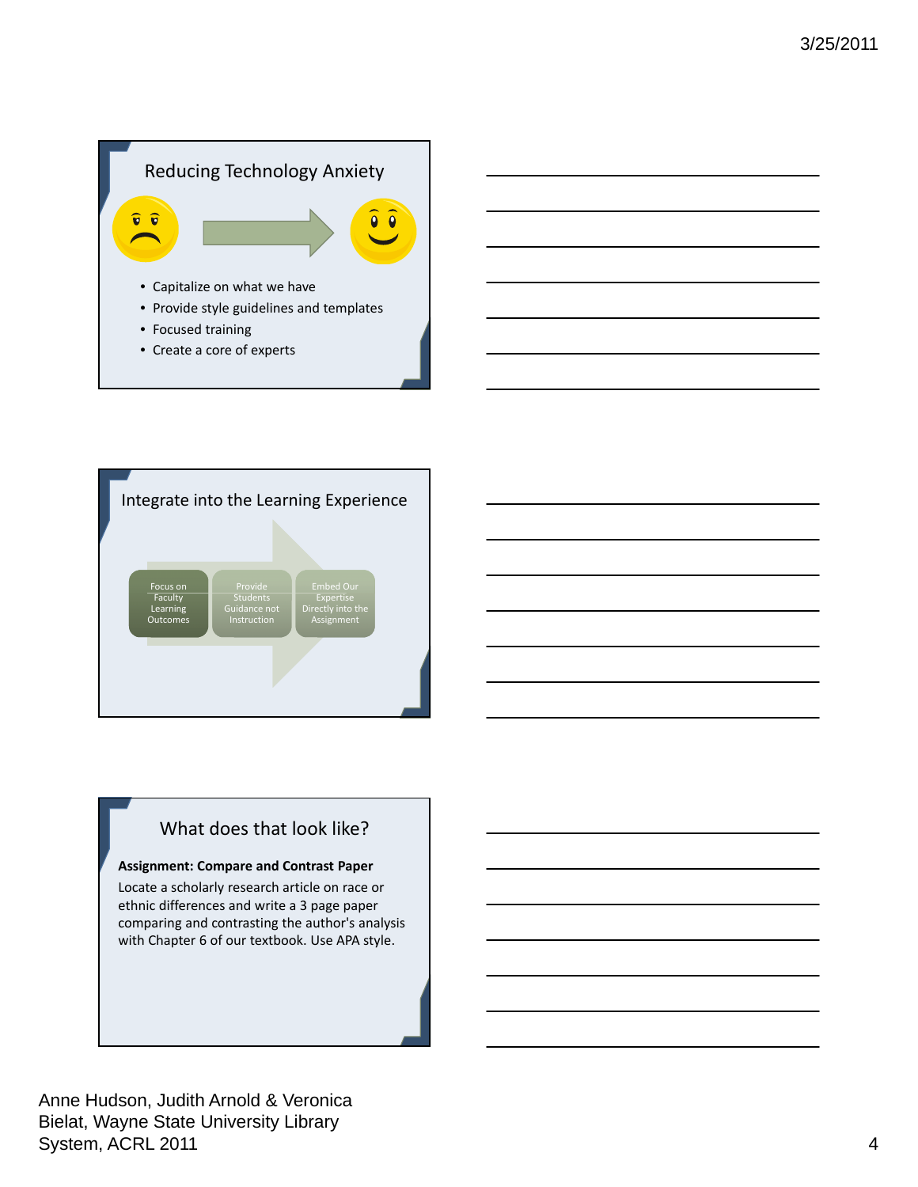## Reducing Technology Anxiety

- Capitalize on what we have
- Provide style guidelines and templates
- Focused training
- Create a core of experts

## Integrate into the Learning Experience

Focus on Faculty Learning Outcomes → Provide Students Guidance not Instruction → Embed Our Expertise Directly into the Assignment

## What does that look like?

**Assignment: Compare and Contrast Paper**

Locate a scholarly research article on race or ethnic differences and write a 3 page paper comparing and contrasting the author's analysis with Chapter 6 of our textbook. Use APA style.

Anne Hudson, Judith Arnold & Veronica Bielat, Wayne State University Library System, ACRL 2011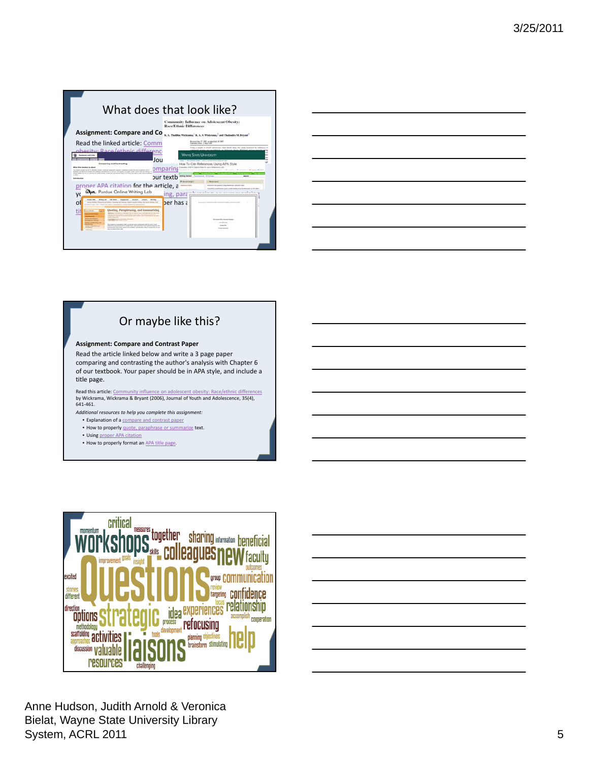## What does that look like?

**Assignment: Compare and Co**

Read the linked article: Comm obesity: Race/ethnic differenc

Jou

omparing

our textb

proper APA citation for the article, a

yo ing, para

of per has a

tit

## Or maybe like this?

**Assignment: Compare and Contrast Paper**

Read the article linked below and write a 3 page paper comparing and contrasting the author's analysis with Chapter 6 of our textbook. Your paper should be in APA style, and include a title page.

Read this article: Community influence on adolescent obesity: Race/ethnic differences by Wickrama, Wickrama & Bryant (2006), Journal of Youth and Adolescence, 35(4), 641-461.

*Additional resources to help you complete this assignment:*

- Explanation of a compare and contrast paper
- How to properly quote, paraphrase or summarize text.
- Using proper APA citation
- How to properly format an APA title page.

Anne Hudson, Judith Arnold & Veronica Bielat, Wayne State University Library System, ACRL 2011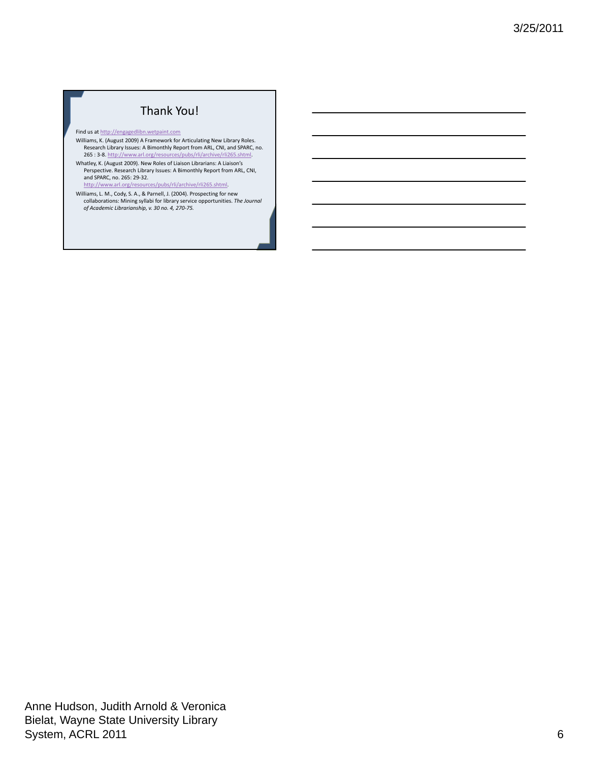# Thank You!

Find us at http://engagedlibn.wetpaint.com

Williams, K. (August 2009) A Framework for Articulating New Library Roles. Research Library Issues: A Bimonthly Report from ARL, CNI, and SPARC, no. 265 : 3-8. http://www.arl.org/resources/pubs/rli/archive/rli265.shtml.

Whatley, K. (August 2009). New Roles of Liaison Librarians: A Liaison's Perspective. Research Library Issues: A Bimonthly Report from ARL, CNI, and SPARC, no. 265: 29-32. http://www.arl.org/resources/pubs/rli/archive/rli265.shtml.

Williams, L. M., Cody, S. A., & Parnell, J. (2004). Prospecting for new collaborations: Mining syllabi for library service opportunities. *The Journal of Academic Librarianship, v. 30 no. 4, 270-75.*